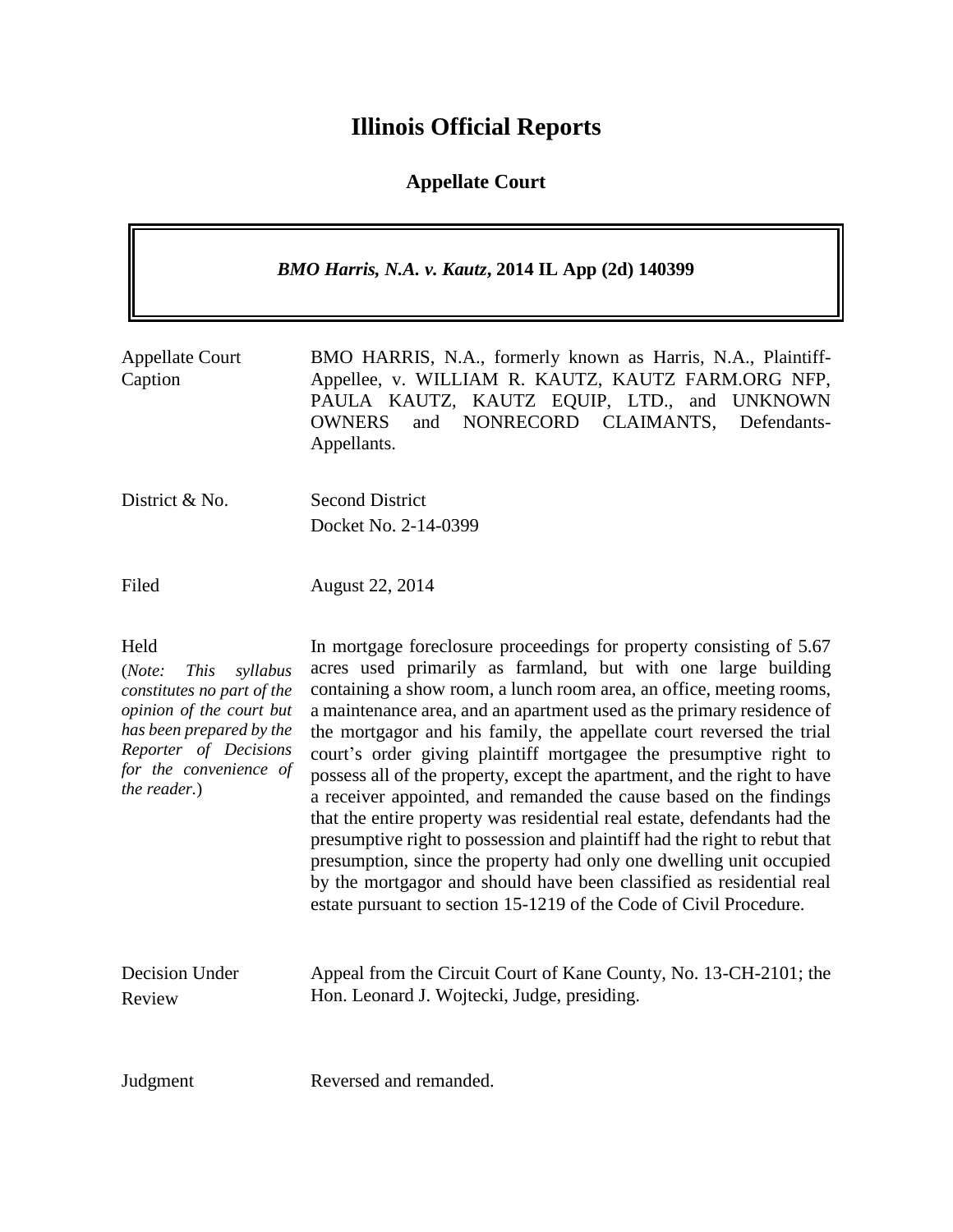# Illinois Official Reports

## Appellate Court

***BMO Harris, N.A. v. Kautz*, 2014 IL App (2d) 140399**

| | |
|---|---|
| Appellate Court Caption | BMO HARRIS, N.A., formerly known as Harris, N.A., Plaintiff-Appellee, v. WILLIAM R. KAUTZ, KAUTZ FARM.ORG NFP, PAULA KAUTZ, KAUTZ EQUIP, LTD., and UNKNOWN OWNERS and NONRECORD CLAIMANTS, Defendants-Appellants. |
| District & No. | Second District<br>Docket No. 2-14-0399 |
| Filed | August 22, 2014 |
| Held<br>(*Note: This syllabus constitutes no part of the opinion of the court but has been prepared by the Reporter of Decisions for the convenience of the reader.*) | In mortgage foreclosure proceedings for property consisting of 5.67 acres used primarily as farmland, but with one large building containing a show room, a lunch room area, an office, meeting rooms, a maintenance area, and an apartment used as the primary residence of the mortgagor and his family, the appellate court reversed the trial court's order giving plaintiff mortgagee the presumptive right to possess all of the property, except the apartment, and the right to have a receiver appointed, and remanded the cause based on the findings that the entire property was residential real estate, defendants had the presumptive right to possession and plaintiff had the right to rebut that presumption, since the property had only one dwelling unit occupied by the mortgagor and should have been classified as residential real estate pursuant to section 15-1219 of the Code of Civil Procedure. |
| Decision Under Review | Appeal from the Circuit Court of Kane County, No. 13-CH-2101; the Hon. Leonard J. Wojtecki, Judge, presiding. |
| Judgment | Reversed and remanded. |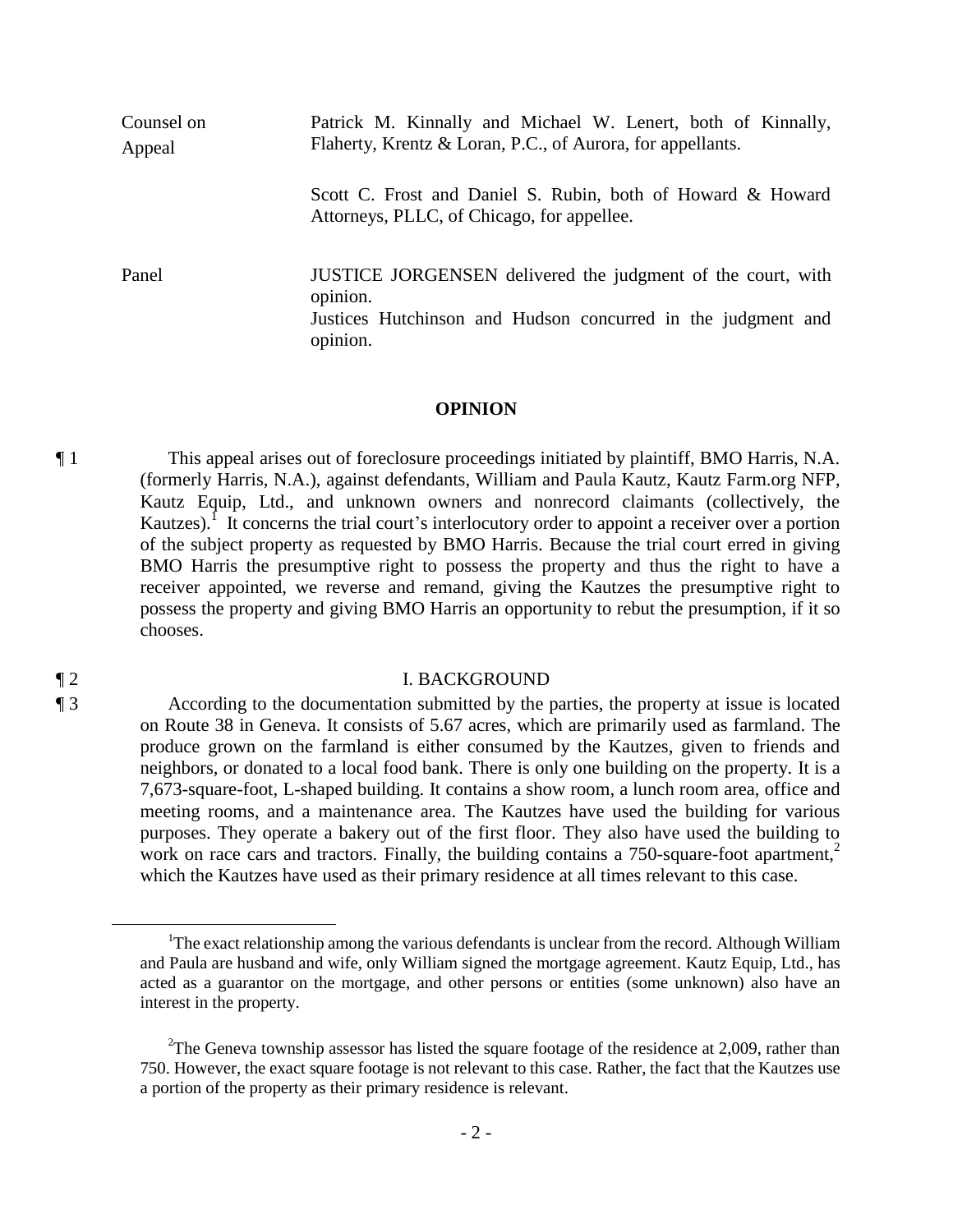| Counsel on Appeal | Patrick M. Kinnally and Michael W. Lenert, both of Kinnally, Flaherty, Krentz & Loran, P.C., of Aurora, for appellants. |
| --- | --- |
| | Scott C. Frost and Daniel S. Rubin, both of Howard & Howard Attorneys, PLLC, of Chicago, for appellee. |
| Panel | JUSTICE JORGENSEN delivered the judgment of the court, with opinion. Justices Hutchinson and Hudson concurred in the judgment and opinion. |

## OPINION

¶ 1 This appeal arises out of foreclosure proceedings initiated by plaintiff, BMO Harris, N.A. (formerly Harris, N.A.), against defendants, William and Paula Kautz, Kautz Farm.org NFP, Kautz Equip, Ltd., and unknown owners and nonrecord claimants (collectively, the Kautzes).[1] It concerns the trial court's interlocutory order to appoint a receiver over a portion of the subject property as requested by BMO Harris. Because the trial court erred in giving BMO Harris the presumptive right to possess the property and thus the right to have a receiver appointed, we reverse and remand, giving the Kautzes the presumptive right to possess the property and giving BMO Harris an opportunity to rebut the presumption, if it so chooses.

¶ 2 I. BACKGROUND

¶ 3 According to the documentation submitted by the parties, the property at issue is located on Route 38 in Geneva. It consists of 5.67 acres, which are primarily used as farmland. The produce grown on the farmland is either consumed by the Kautzes, given to friends and neighbors, or donated to a local food bank. There is only one building on the property. It is a 7,673-square-foot, L-shaped building. It contains a show room, a lunch room area, office and meeting rooms, and a maintenance area. The Kautzes have used the building for various purposes. They operate a bakery out of the first floor. They also have used the building to work on race cars and tractors. Finally, the building contains a 750-square-foot apartment,[2] which the Kautzes have used as their primary residence at all times relevant to this case.

---

[1] The exact relationship among the various defendants is unclear from the record. Although William and Paula are husband and wife, only William signed the mortgage agreement. Kautz Equip, Ltd., has acted as a guarantor on the mortgage, and other persons or entities (some unknown) also have an interest in the property.

[2] The Geneva township assessor has listed the square footage of the residence at 2,009, rather than 750. However, the exact square footage is not relevant to this case. Rather, the fact that the Kautzes use a portion of the property as their primary residence is relevant.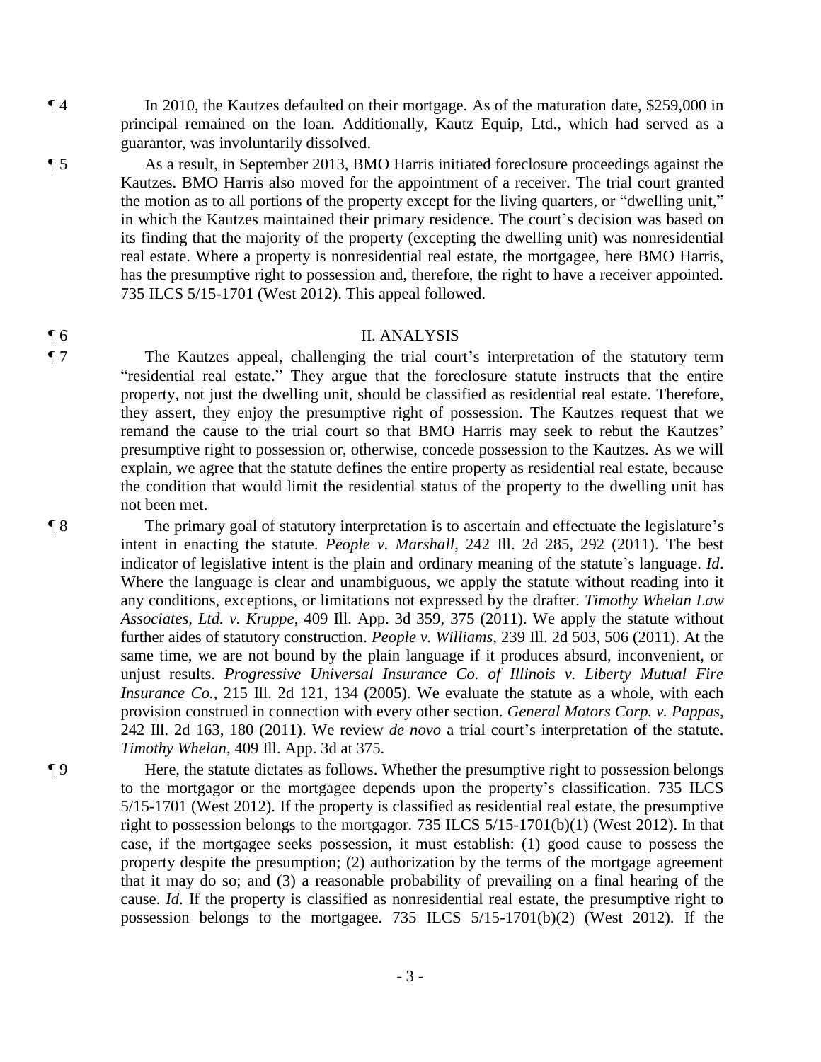¶ 4 In 2010, the Kautzes defaulted on their mortgage. As of the maturation date, $259,000 in principal remained on the loan. Additionally, Kautz Equip, Ltd., which had served as a guarantor, was involuntarily dissolved.

¶ 5 As a result, in September 2013, BMO Harris initiated foreclosure proceedings against the Kautzes. BMO Harris also moved for the appointment of a receiver. The trial court granted the motion as to all portions of the property except for the living quarters, or "dwelling unit," in which the Kautzes maintained their primary residence. The court's decision was based on its finding that the majority of the property (excepting the dwelling unit) was nonresidential real estate. Where a property is nonresidential real estate, the mortgagee, here BMO Harris, has the presumptive right to possession and, therefore, the right to have a receiver appointed. 735 ILCS 5/15-1701 (West 2012). This appeal followed.

## ¶ 6 II. ANALYSIS

¶ 7 The Kautzes appeal, challenging the trial court's interpretation of the statutory term "residential real estate." They argue that the foreclosure statute instructs that the entire property, not just the dwelling unit, should be classified as residential real estate. Therefore, they assert, they enjoy the presumptive right of possession. The Kautzes request that we remand the cause to the trial court so that BMO Harris may seek to rebut the Kautzes' presumptive right to possession or, otherwise, concede possession to the Kautzes. As we will explain, we agree that the statute defines the entire property as residential real estate, because the condition that would limit the residential status of the property to the dwelling unit has not been met.

¶ 8 The primary goal of statutory interpretation is to ascertain and effectuate the legislature's intent in enacting the statute. *People v. Marshall*, 242 Ill. 2d 285, 292 (2011). The best indicator of legislative intent is the plain and ordinary meaning of the statute's language. *Id*. Where the language is clear and unambiguous, we apply the statute without reading into it any conditions, exceptions, or limitations not expressed by the drafter. *Timothy Whelan Law Associates, Ltd. v. Kruppe*, 409 Ill. App. 3d 359, 375 (2011). We apply the statute without further aides of statutory construction. *People v. Williams*, 239 Ill. 2d 503, 506 (2011). At the same time, we are not bound by the plain language if it produces absurd, inconvenient, or unjust results. *Progressive Universal Insurance Co. of Illinois v. Liberty Mutual Fire Insurance Co.*, 215 Ill. 2d 121, 134 (2005). We evaluate the statute as a whole, with each provision construed in connection with every other section. *General Motors Corp. v. Pappas*, 242 Ill. 2d 163, 180 (2011). We review *de novo* a trial court's interpretation of the statute. *Timothy Whelan*, 409 Ill. App. 3d at 375.

¶ 9 Here, the statute dictates as follows. Whether the presumptive right to possession belongs to the mortgagor or the mortgagee depends upon the property's classification. 735 ILCS 5/15-1701 (West 2012). If the property is classified as residential real estate, the presumptive right to possession belongs to the mortgagor. 735 ILCS 5/15-1701(b)(1) (West 2012). In that case, if the mortgagee seeks possession, it must establish: (1) good cause to possess the property despite the presumption; (2) authorization by the terms of the mortgage agreement that it may do so; and (3) a reasonable probability of prevailing on a final hearing of the cause. *Id*. If the property is classified as nonresidential real estate, the presumptive right to possession belongs to the mortgagee. 735 ILCS 5/15-1701(b)(2) (West 2012). If the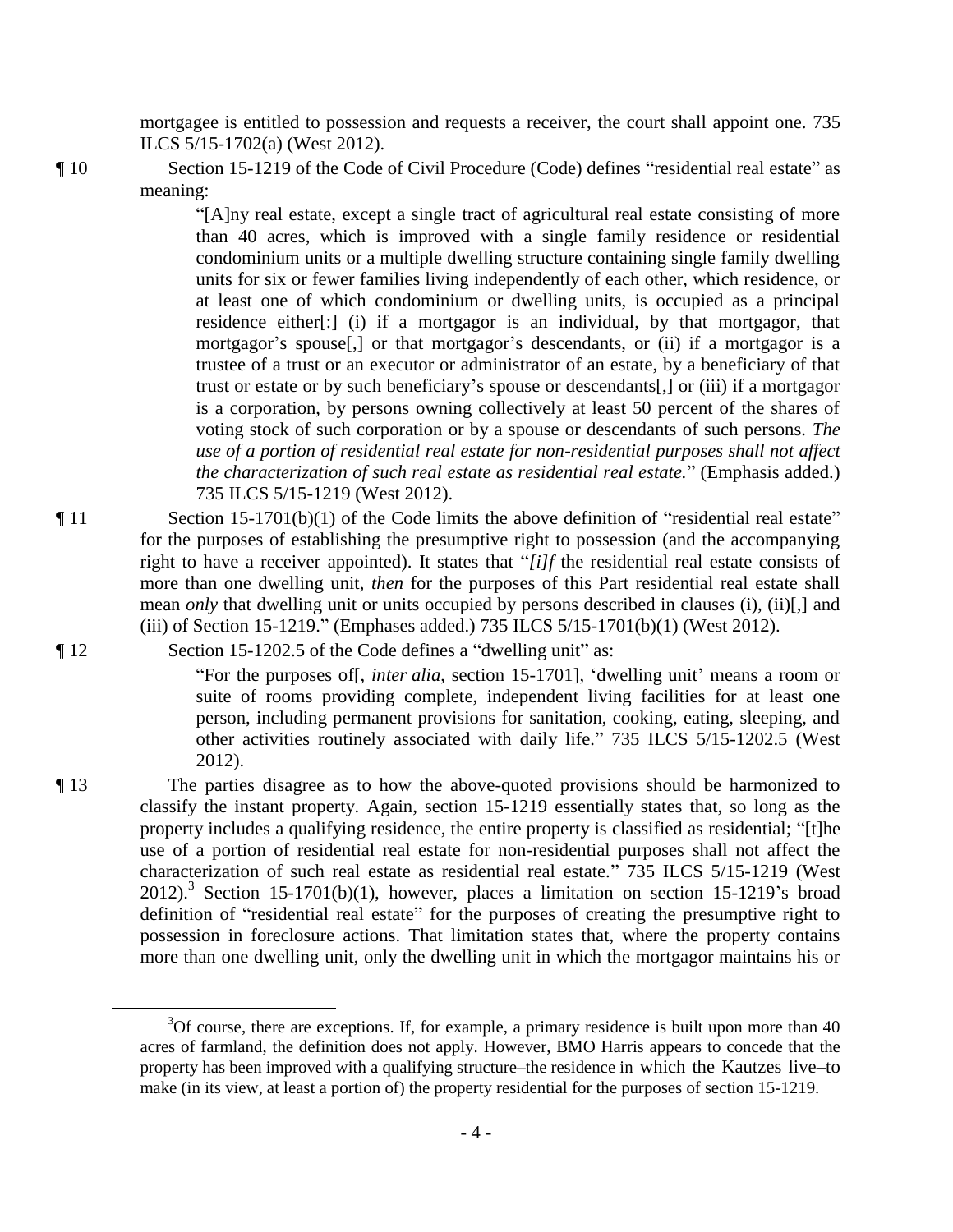mortgagee is entitled to possession and requests a receiver, the court shall appoint one. 735 ILCS 5/15-1702(a) (West 2012).

¶ 10 Section 15-1219 of the Code of Civil Procedure (Code) defines "residential real estate" as meaning:

> "[A]ny real estate, except a single tract of agricultural real estate consisting of more than 40 acres, which is improved with a single family residence or residential condominium units or a multiple dwelling structure containing single family dwelling units for six or fewer families living independently of each other, which residence, or at least one of which condominium or dwelling units, is occupied as a principal residence either[:] (i) if a mortgagor is an individual, by that mortgagor, that mortgagor's spouse[,] or that mortgagor's descendants, or (ii) if a mortgagor is a trustee of a trust or an executor or administrator of an estate, by a beneficiary of that trust or estate or by such beneficiary's spouse or descendants[,] or (iii) if a mortgagor is a corporation, by persons owning collectively at least 50 percent of the shares of voting stock of such corporation or by a spouse or descendants of such persons. *The use of a portion of residential real estate for non-residential purposes shall not affect the characterization of such real estate as residential real estate.*" (Emphasis added.) 735 ILCS 5/15-1219 (West 2012).

¶ 11 Section 15-1701(b)(1) of the Code limits the above definition of "residential real estate" for the purposes of establishing the presumptive right to possession (and the accompanying right to have a receiver appointed). It states that "*[i]f* the residential real estate consists of more than one dwelling unit, *then* for the purposes of this Part residential real estate shall mean *only* that dwelling unit or units occupied by persons described in clauses (i), (ii)[,] and (iii) of Section 15-1219." (Emphases added.) 735 ILCS 5/15-1701(b)(1) (West 2012).

¶ 12 Section 15-1202.5 of the Code defines a "dwelling unit" as:

> "For the purposes of[, *inter alia*, section 15-1701], 'dwelling unit' means a room or suite of rooms providing complete, independent living facilities for at least one person, including permanent provisions for sanitation, cooking, eating, sleeping, and other activities routinely associated with daily life." 735 ILCS 5/15-1202.5 (West 2012).

¶ 13 The parties disagree as to how the above-quoted provisions should be harmonized to classify the instant property. Again, section 15-1219 essentially states that, so long as the property includes a qualifying residence, the entire property is classified as residential; "[t]he use of a portion of residential real estate for non-residential purposes shall not affect the characterization of such real estate as residential real estate." 735 ILCS 5/15-1219 (West 2012).[3] Section 15-1701(b)(1), however, places a limitation on section 15-1219's broad definition of "residential real estate" for the purposes of creating the presumptive right to possession in foreclosure actions. That limitation states that, where the property contains more than one dwelling unit, only the dwelling unit in which the mortgagor maintains his or

---

[3] Of course, there are exceptions. If, for example, a primary residence is built upon more than 40 acres of farmland, the definition does not apply. However, BMO Harris appears to concede that the property has been improved with a qualifying structure–the residence in which the Kautzes live–to make (in its view, at least a portion of) the property residential for the purposes of section 15-1219.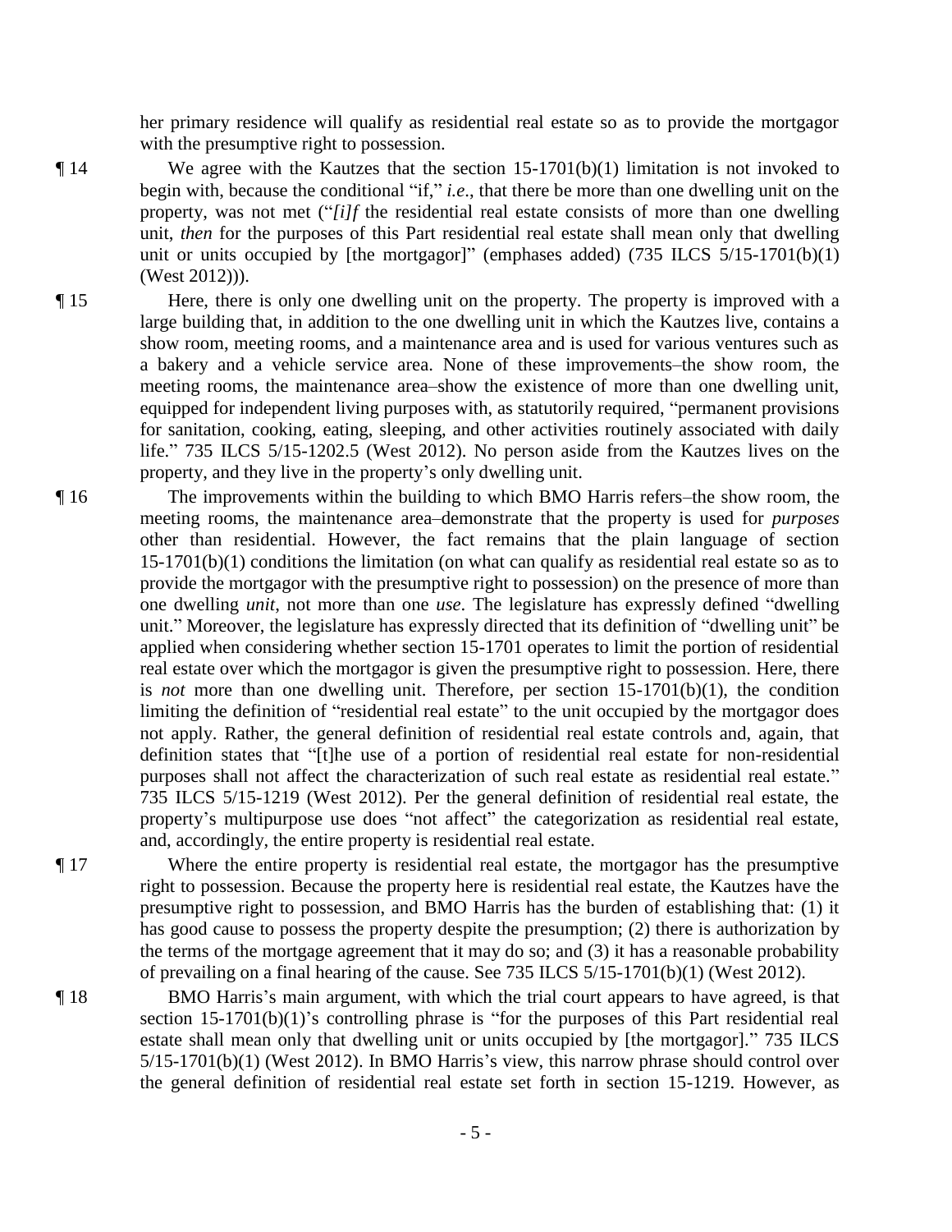her primary residence will qualify as residential real estate so as to provide the mortgagor with the presumptive right to possession.

¶ 14 We agree with the Kautzes that the section 15-1701(b)(1) limitation is not invoked to begin with, because the conditional "if," *i.e.*, that there be more than one dwelling unit on the property, was not met ("*[i]f* the residential real estate consists of more than one dwelling unit, *then* for the purposes of this Part residential real estate shall mean only that dwelling unit or units occupied by [the mortgagor]" (emphases added) (735 ILCS 5/15-1701(b)(1) (West 2012))).

¶ 15 Here, there is only one dwelling unit on the property. The property is improved with a large building that, in addition to the one dwelling unit in which the Kautzes live, contains a show room, meeting rooms, and a maintenance area and is used for various ventures such as a bakery and a vehicle service area. None of these improvements–the show room, the meeting rooms, the maintenance area–show the existence of more than one dwelling unit, equipped for independent living purposes with, as statutorily required, "permanent provisions for sanitation, cooking, eating, sleeping, and other activities routinely associated with daily life." 735 ILCS 5/15-1202.5 (West 2012). No person aside from the Kautzes lives on the property, and they live in the property's only dwelling unit.

¶ 16 The improvements within the building to which BMO Harris refers–the show room, the meeting rooms, the maintenance area–demonstrate that the property is used for *purposes* other than residential. However, the fact remains that the plain language of section 15-1701(b)(1) conditions the limitation (on what can qualify as residential real estate so as to provide the mortgagor with the presumptive right to possession) on the presence of more than one dwelling *unit*, not more than one *use*. The legislature has expressly defined "dwelling unit." Moreover, the legislature has expressly directed that its definition of "dwelling unit" be applied when considering whether section 15-1701 operates to limit the portion of residential real estate over which the mortgagor is given the presumptive right to possession. Here, there is *not* more than one dwelling unit. Therefore, per section 15-1701(b)(1), the condition limiting the definition of "residential real estate" to the unit occupied by the mortgagor does not apply. Rather, the general definition of residential real estate controls and, again, that definition states that "[t]he use of a portion of residential real estate for non-residential purposes shall not affect the characterization of such real estate as residential real estate." 735 ILCS 5/15-1219 (West 2012). Per the general definition of residential real estate, the property's multipurpose use does "not affect" the categorization as residential real estate, and, accordingly, the entire property is residential real estate.

¶ 17 Where the entire property is residential real estate, the mortgagor has the presumptive right to possession. Because the property here is residential real estate, the Kautzes have the presumptive right to possession, and BMO Harris has the burden of establishing that: (1) it has good cause to possess the property despite the presumption; (2) there is authorization by the terms of the mortgage agreement that it may do so; and (3) it has a reasonable probability of prevailing on a final hearing of the cause. See 735 ILCS 5/15-1701(b)(1) (West 2012).

¶ 18 BMO Harris's main argument, with which the trial court appears to have agreed, is that section 15-1701(b)(1)'s controlling phrase is "for the purposes of this Part residential real estate shall mean only that dwelling unit or units occupied by [the mortgagor]." 735 ILCS 5/15-1701(b)(1) (West 2012). In BMO Harris's view, this narrow phrase should control over the general definition of residential real estate set forth in section 15-1219. However, as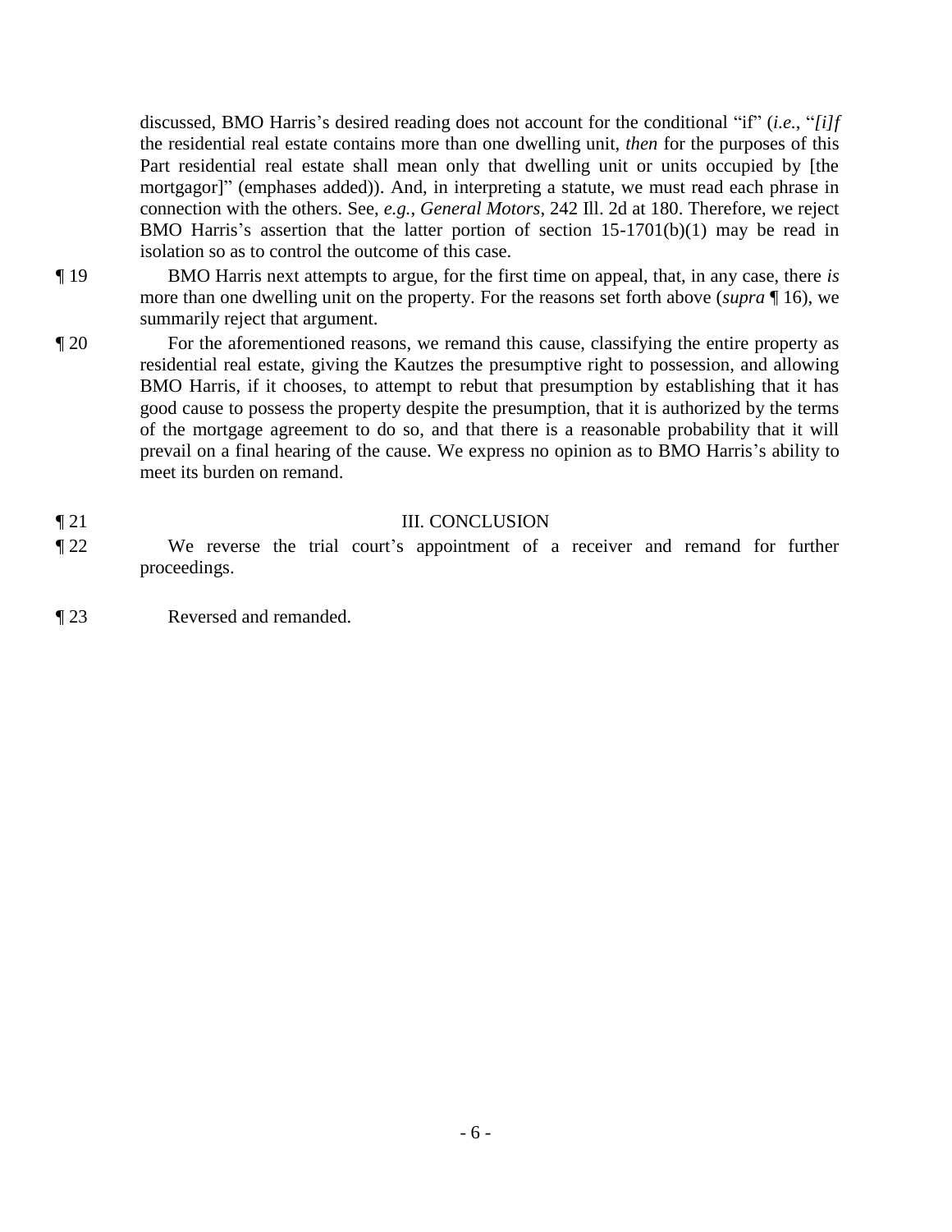discussed, BMO Harris's desired reading does not account for the conditional "if" (*i.e.*, "*[i]f* the residential real estate contains more than one dwelling unit, *then* for the purposes of this Part residential real estate shall mean only that dwelling unit or units occupied by [the mortgagor]" (emphases added)). And, in interpreting a statute, we must read each phrase in connection with the others. See, *e.g.*, *General Motors*, 242 Ill. 2d at 180. Therefore, we reject BMO Harris's assertion that the latter portion of section 15-1701(b)(1) may be read in isolation so as to control the outcome of this case.

¶ 19 BMO Harris next attempts to argue, for the first time on appeal, that, in any case, there *is* more than one dwelling unit on the property. For the reasons set forth above (*supra* ¶ 16), we summarily reject that argument.

¶ 20 For the aforementioned reasons, we remand this cause, classifying the entire property as residential real estate, giving the Kautzes the presumptive right to possession, and allowing BMO Harris, if it chooses, to attempt to rebut that presumption by establishing that it has good cause to possess the property despite the presumption, that it is authorized by the terms of the mortgage agreement to do so, and that there is a reasonable probability that it will prevail on a final hearing of the cause. We express no opinion as to BMO Harris's ability to meet its burden on remand.

## ¶ 21 III. CONCLUSION

¶ 22 We reverse the trial court's appointment of a receiver and remand for further proceedings.

¶ 23 Reversed and remanded.